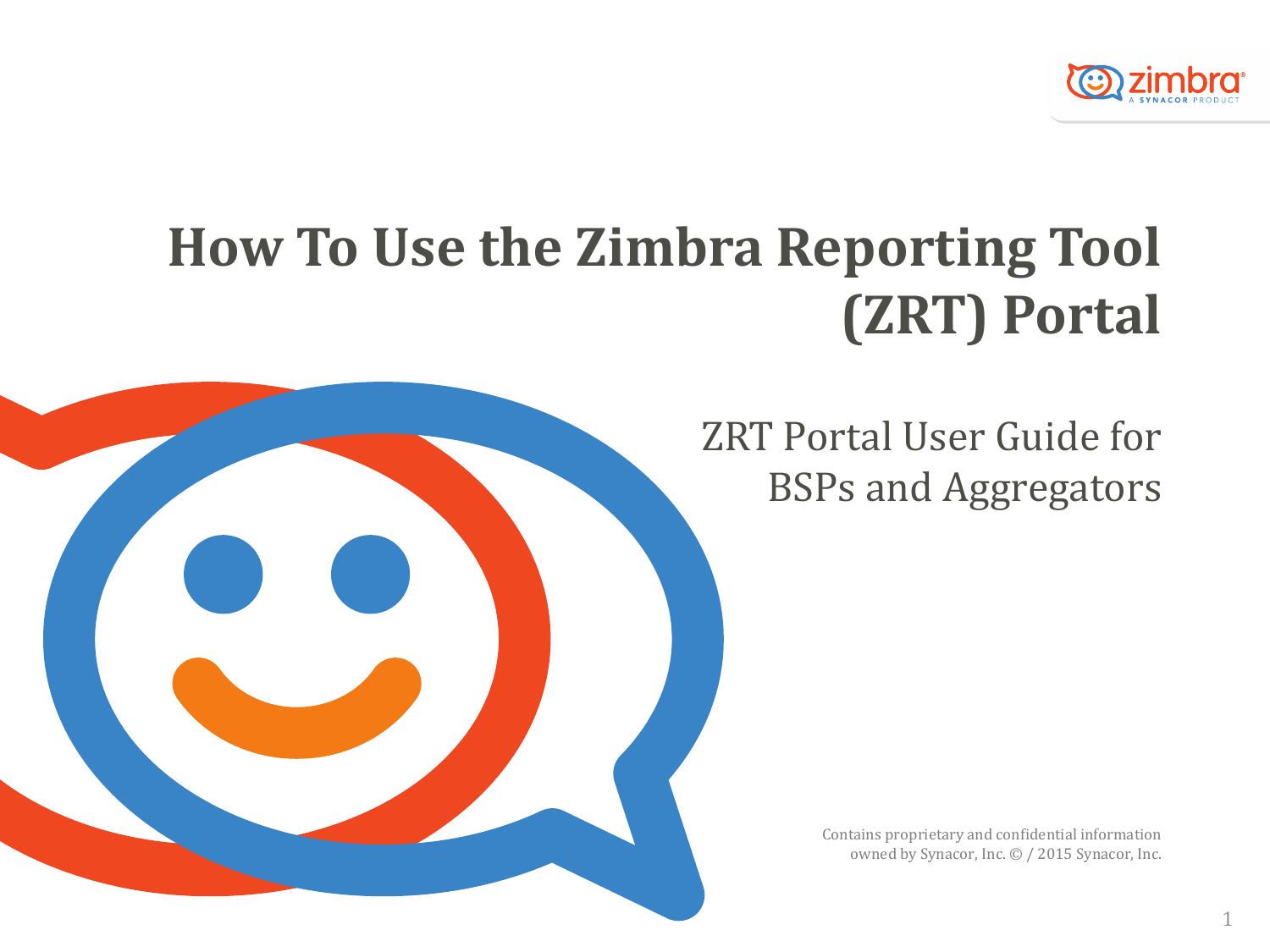# How To Use the Zimbra Reporting Tool (ZRT) Portal

## ZRT Portal User Guide for BSPs and Aggregators

Contains proprietary and confidential information owned by Synacor, Inc. © / 2015 Synacor, Inc.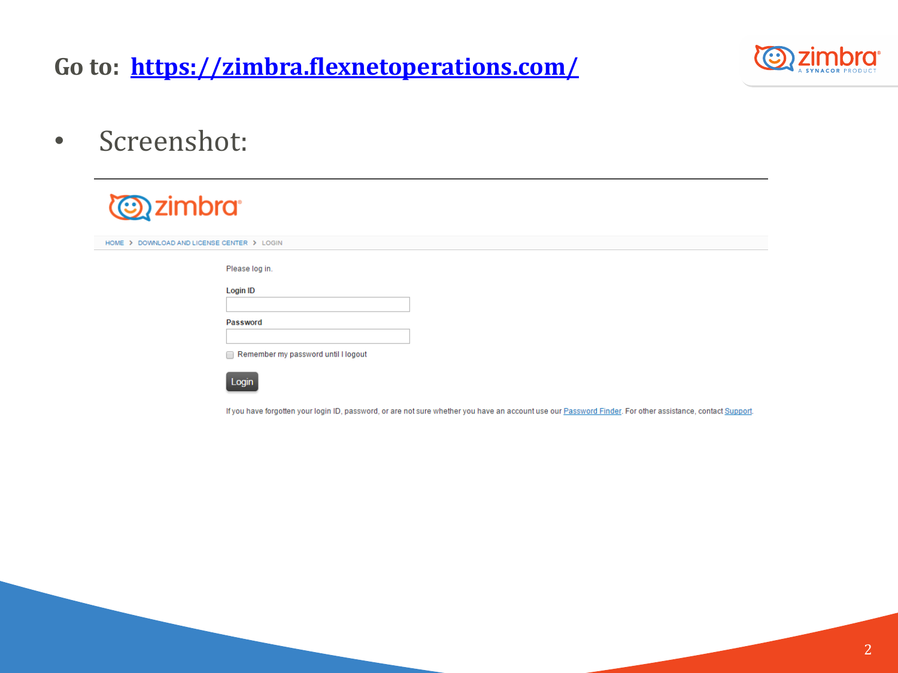# Go to: [https://zimbra.flexnetoperations.com/](https://zimbra.flexnetoperations.com/)

- Screenshot:

HOME > DOWNLOAD AND LICENSE CENTER > LOGIN

Please log in.

Login ID

Password

Remember my password until I logout

Login

If you have forgotten your login ID, password, or are not sure whether you have an account use our Password Finder. For other assistance, contact Support.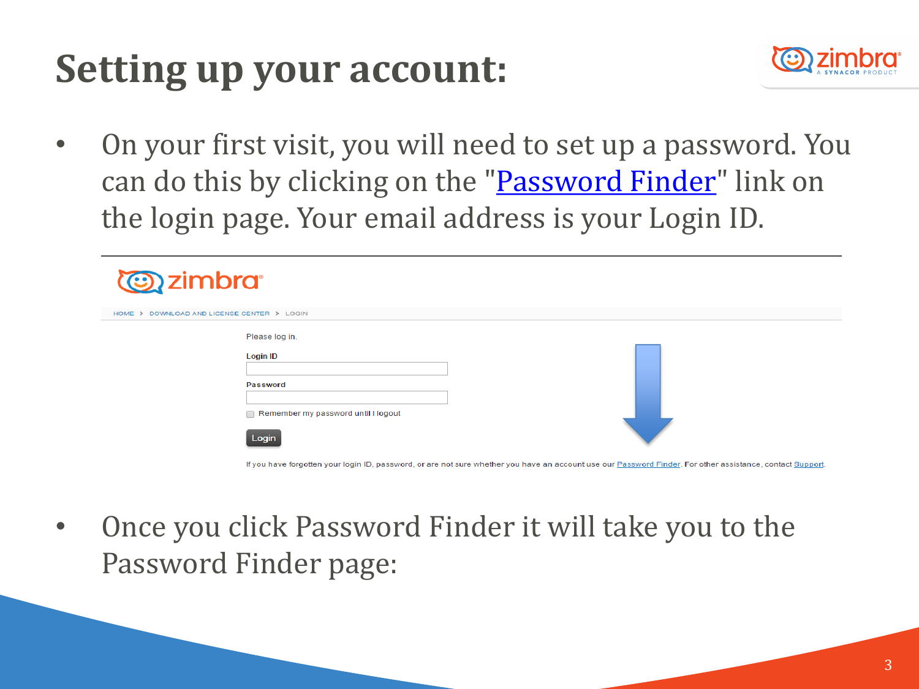# Setting up your account:

- On your first visit, you will need to set up a password. You can do this by clicking on the "Password Finder" link on the login page. Your email address is your Login ID.

HOME > DOWNLOAD AND LICENSE CENTER > LOGIN

Please log in.

Login ID

Password

Remember my password until I logout

Login

If you have forgotten your login ID, password, or are not sure whether you have an account use our Password Finder. For other assistance, contact Support.

- Once you click Password Finder it will take you to the Password Finder page: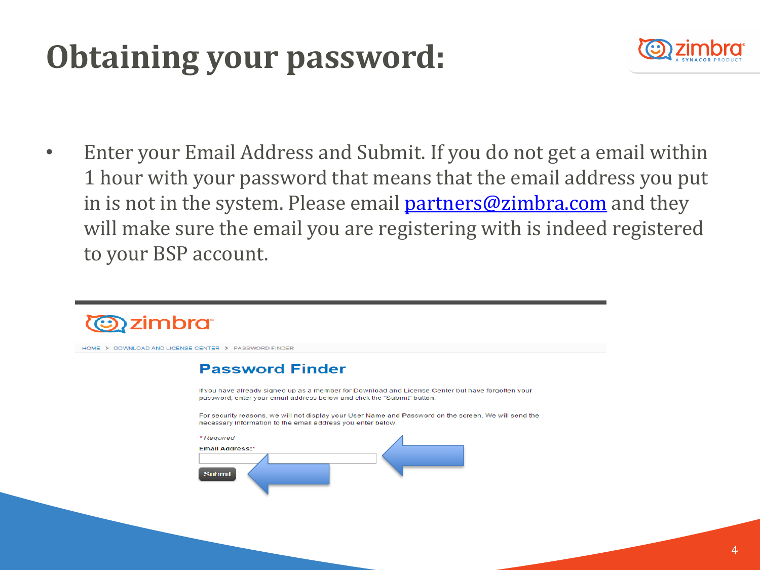# Obtaining your password:

- Enter your Email Address and Submit. If you do not get a email within 1 hour with your password that means that the email address you put in is not in the system. Please email partners@zimbra.com and they will make sure the email you are registering with is indeed registered to your BSP account.

HOME > DOWNLOAD AND LICENSE CENTER > PASSWORD FINDER

## Password Finder

If you have already signed up as a member for Download and License Center but have forgotten your password, enter your email address below and click the "Submit" button.

For security reasons, we will not display your User Name and Password on the screen. We will send the necessary information to the email address you enter below.

* Required

Email Address:*

Submit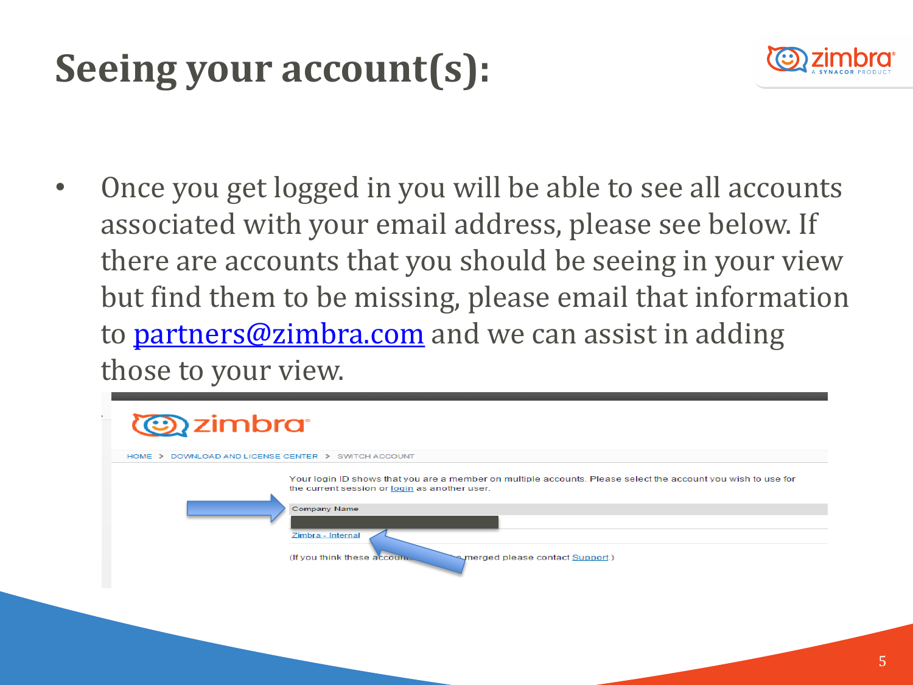# Seeing your account(s):

- Once you get logged in you will be able to see all accounts associated with your email address, please see below. If there are accounts that you should be seeing in your view but find them to be missing, please email that information to partners@zimbra.com and we can assist in adding those to your view.

HOME > DOWNLOAD AND LICENSE CENTER > SWITCH ACCOUNT

Your login ID shows that you are a member on multiple accounts. Please select the account you wish to use for the current session or login as another user.

| Company Name |
| --- |
| |
| Zimbra - Internal |

(If you think these accoun... merged please contact Support )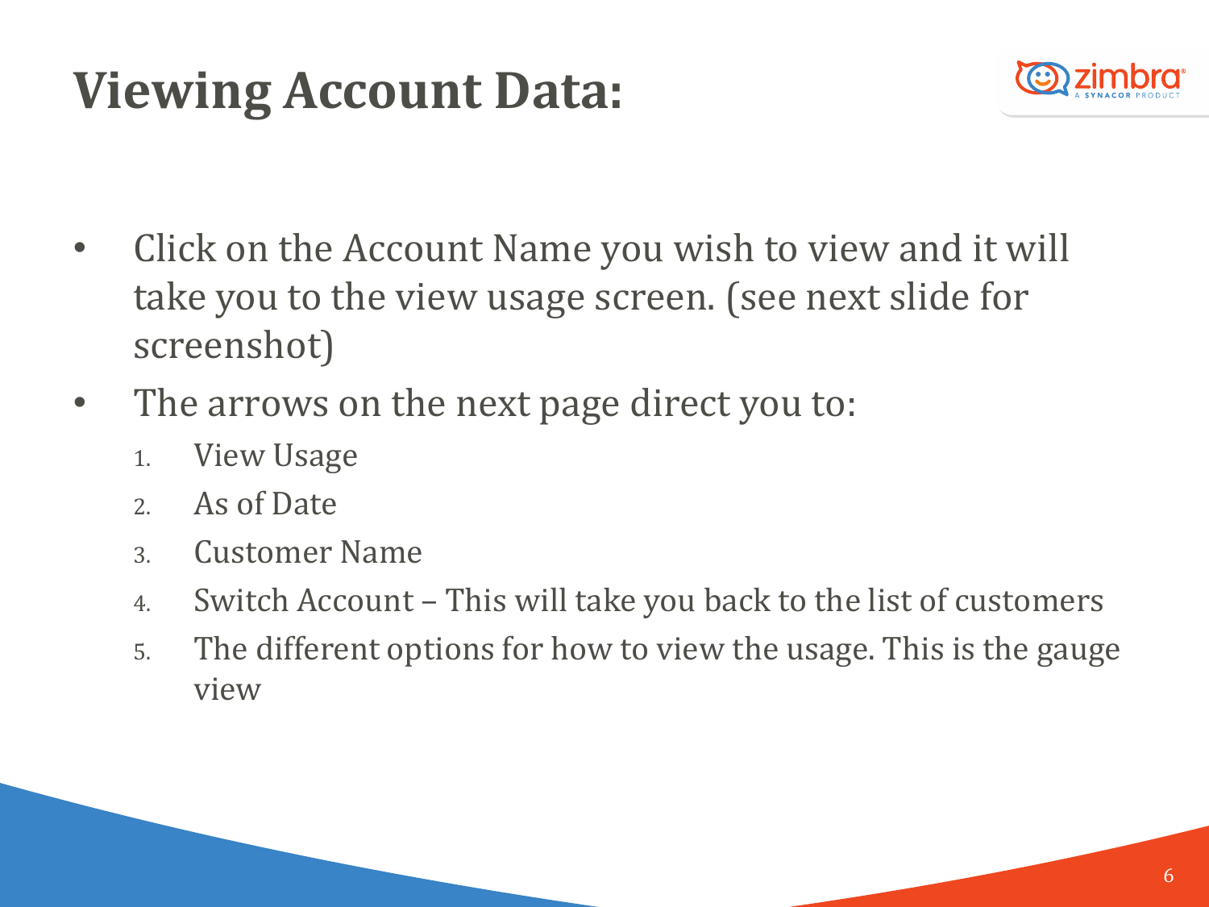# Viewing Account Data:

- Click on the Account Name you wish to view and it will take you to the view usage screen. (see next slide for screenshot)
- The arrows on the next page direct you to:
  1. View Usage
  2. As of Date
  3. Customer Name
  4. Switch Account – This will take you back to the list of customers
  5. The different options for how to view the usage. This is the gauge view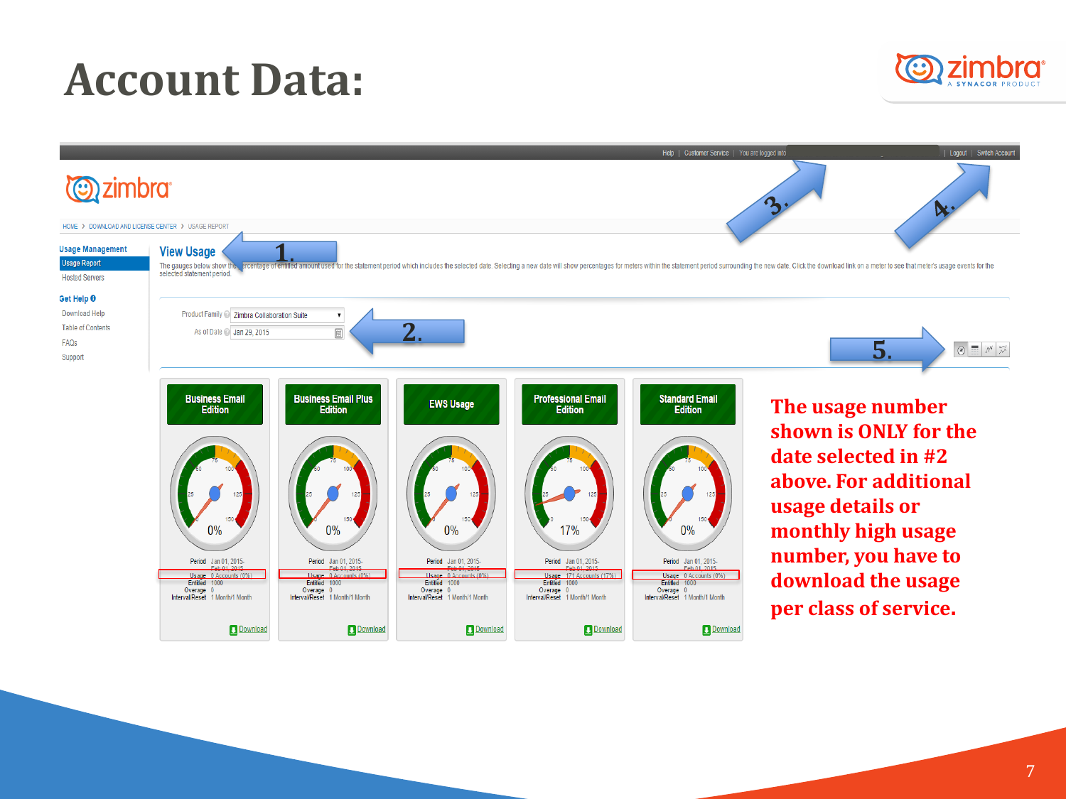# Account Data:

Help | Customer Service | You are logged into | Logout | Switch Account

HOME > DOWNLOAD AND LICENSE CENTER > USAGE REPORT

**Usage Management**
- Usage Report
- Hosted Servers

**Get Help**
- Download Help
- Table of Contents
- FAQs
- Support

## View Usage

The gauges below show the percentage of entitled amount used for the statement period which includes the selected date. Selecting a new date will show percentages for meters within the statement period surrounding the new date. Click the download link on a meter to see that meter's usage events for the selected statement period.

Product Family: Zimbra Collaboration Suite

As of Date: Jan 29, 2015

1. 2. 3. 4. 5.

| | Business Email Edition | Business Email Plus Edition | EWS Usage | Professional Email Edition | Standard Email Edition |
|---|---|---|---|---|---|
| Gauge | 0% | 0% | 0% | 17% | 0% |
| Period | Jan 01, 2015-Feb 01, 2015 | Jan 01, 2015-Feb 01, 2015 | Jan 01, 2015-Feb 01, 2015 | Jan 01, 2015-Feb 01, 2015 | Jan 01, 2015-Feb 01, 2015 |
| Usage | 0 Accounts (0%) | 0 Accounts (0%) | 0 Accounts (0%) | 171 Accounts (17%) | 0 Accounts (0%) |
| Entitled | 1000 | 1000 | 1000 | 1000 | 1000 |
| Overage | 0 | 0 | 0 | 0 | 0 |
| Interval/Reset | 1 Month/1 Month | 1 Month/1 Month | 1 Month/1 Month | 1 Month/1 Month | 1 Month/1 Month |
| | Download | Download | Download | Download | Download |

**The usage number shown is ONLY for the date selected in #2 above. For additional usage details or monthly high usage number, you have to download the usage per class of service.**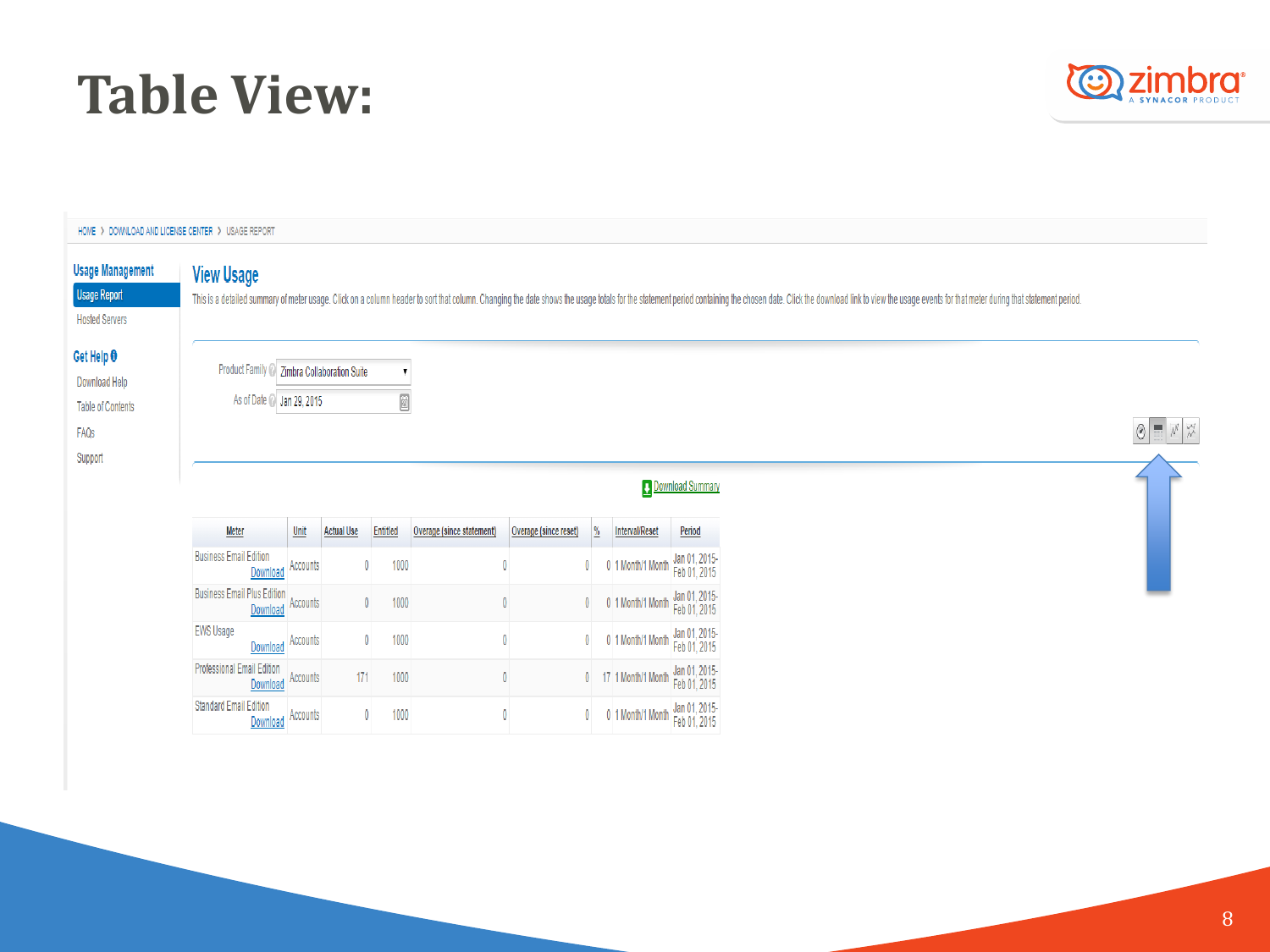# Table View:

HOME › DOWNLOAD AND LICENSE CENTER › USAGE REPORT

**Usage Management**

- Usage Report
- Hosted Servers

**Get Help**

- Download Help
- Table of Contents
- FAQs
- Support

## View Usage

This is a detailed summary of meter usage. Click on a column header to sort that column. Changing the date shows the usage totals for the statement period containing the chosen date. Click the download link to view the usage events for that meter during that statement period.

Product Family: Zimbra Collaboration Suite

As of Date: Jan 29, 2015

Download Summary

| Meter | Unit | Actual Use | Entitled | Overage (since statement) | Overage (since reset) | % | Interval/Reset | Period |
|---|---|---|---|---|---|---|---|---|
| Business Email Edition Download | Accounts | 0 | 1000 | 0 | 0 | 0 | 1 Month/1 Month | Jan 01, 2015-Feb 01, 2015 |
| Business Email Plus Edition Download | Accounts | 0 | 1000 | 0 | 0 | 0 | 1 Month/1 Month | Jan 01, 2015-Feb 01, 2015 |
| EWS Usage Download | Accounts | 0 | 1000 | 0 | 0 | 0 | 1 Month/1 Month | Jan 01, 2015-Feb 01, 2015 |
| Professional Email Edition Download | Accounts | 171 | 1000 | 0 | 0 | 17 | 1 Month/1 Month | Jan 01, 2015-Feb 01, 2015 |
| Standard Email Edition Download | Accounts | 0 | 1000 | 0 | 0 | 0 | 1 Month/1 Month | Jan 01, 2015-Feb 01, 2015 |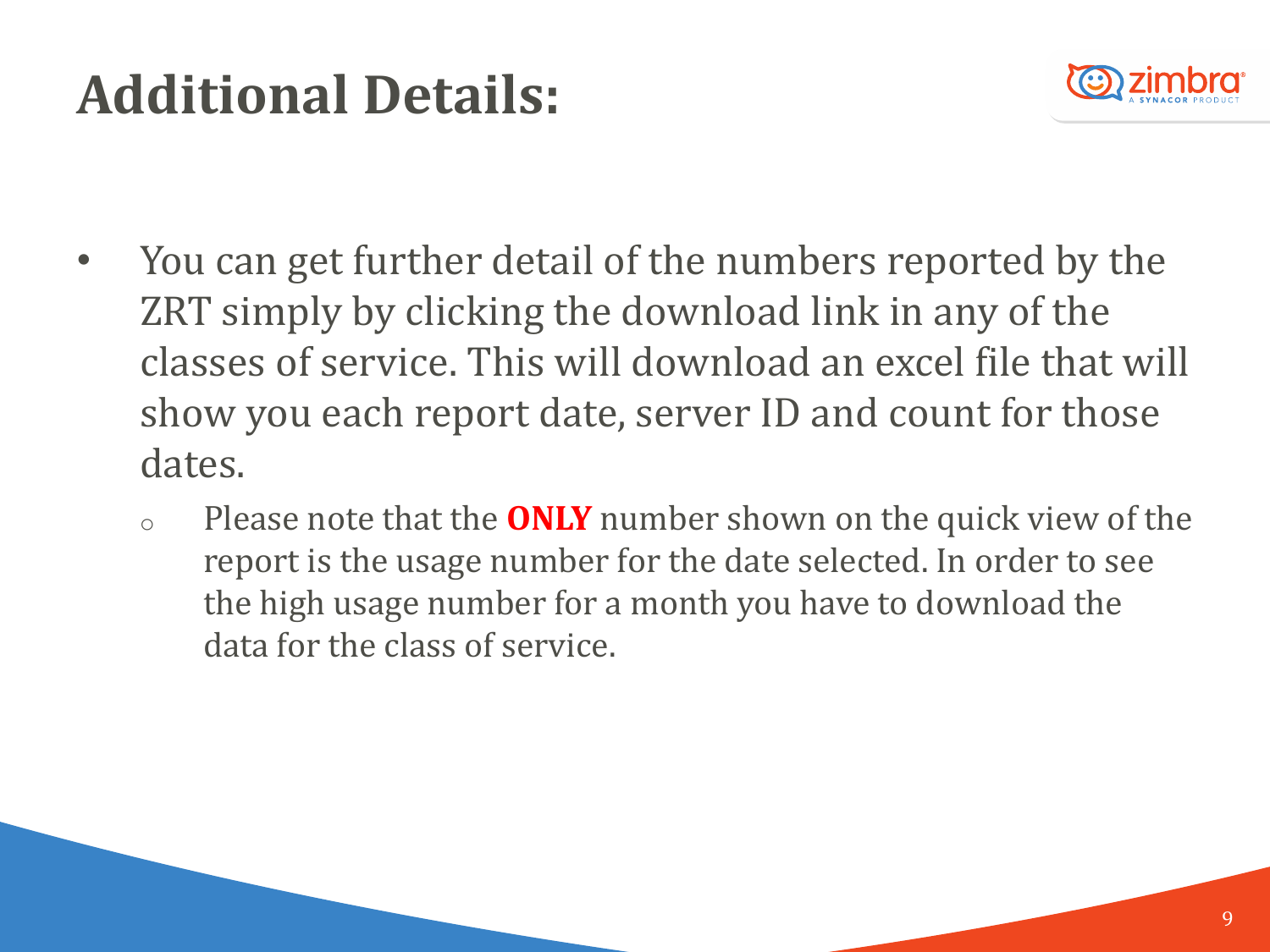# Additional Details:

- You can get further detail of the numbers reported by the ZRT simply by clicking the download link in any of the classes of service. This will download an excel file that will show you each report date, server ID and count for those dates.
  - Please note that the **ONLY** number shown on the quick view of the report is the usage number for the date selected. In order to see the high usage number for a month you have to download the data for the class of service.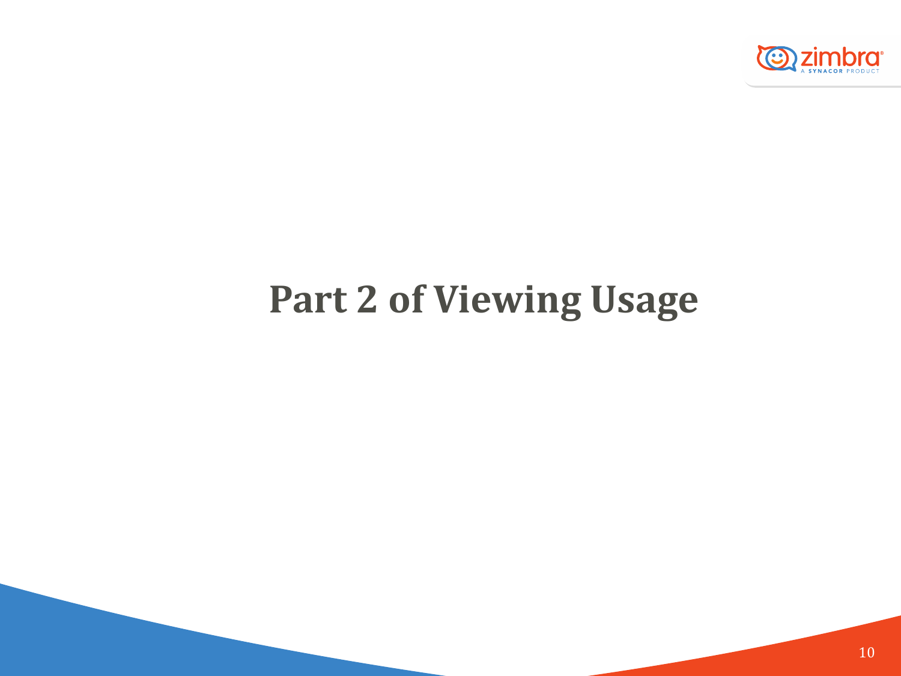# Part 2 of Viewing Usage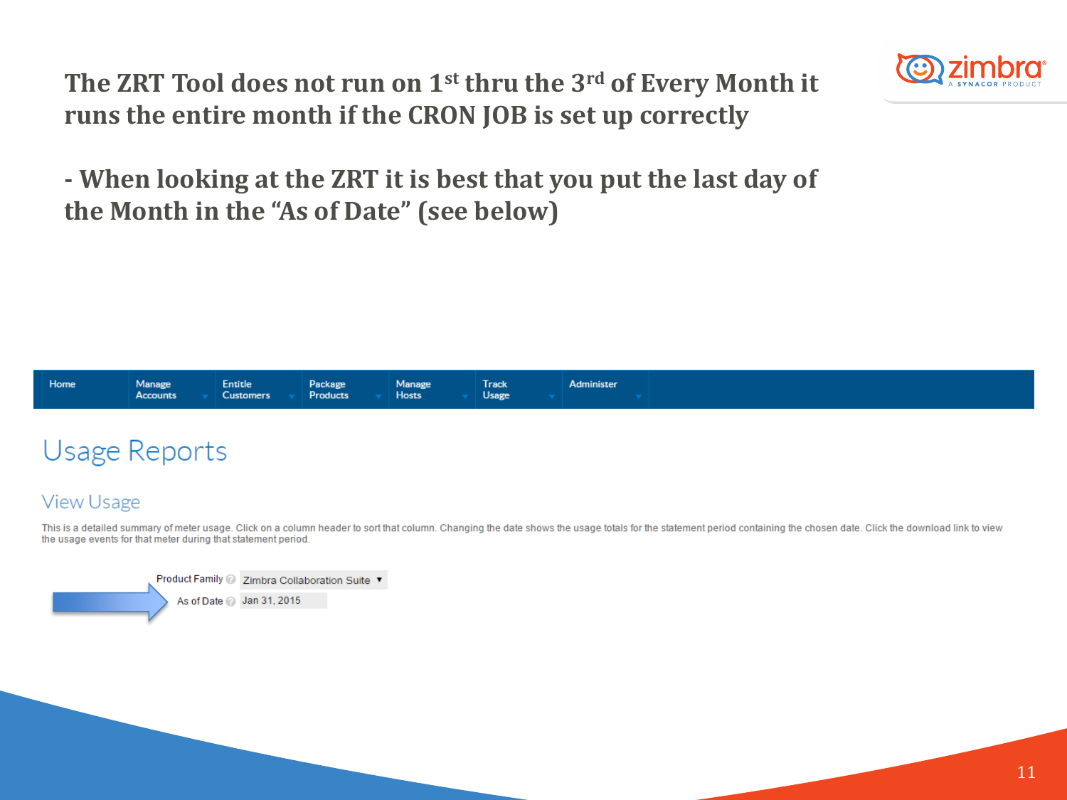**The ZRT Tool does not run on 1st thru the 3rd of Every Month it runs the entire month if the CRON JOB is set up correctly**

**- When looking at the ZRT it is best that you put the last day of the Month in the "As of Date" (see below)**

Home | Manage Accounts | Entitle Customers | Package Products | Manage Hosts | Track Usage | Administer

# Usage Reports

## View Usage

This is a detailed summary of meter usage. Click on a column header to sort that column. Changing the date shows the usage totals for the statement period containing the chosen date. Click the download link to view the usage events for that meter during that statement period.

Product Family: Zimbra Collaboration Suite

As of Date: Jan 31, 2015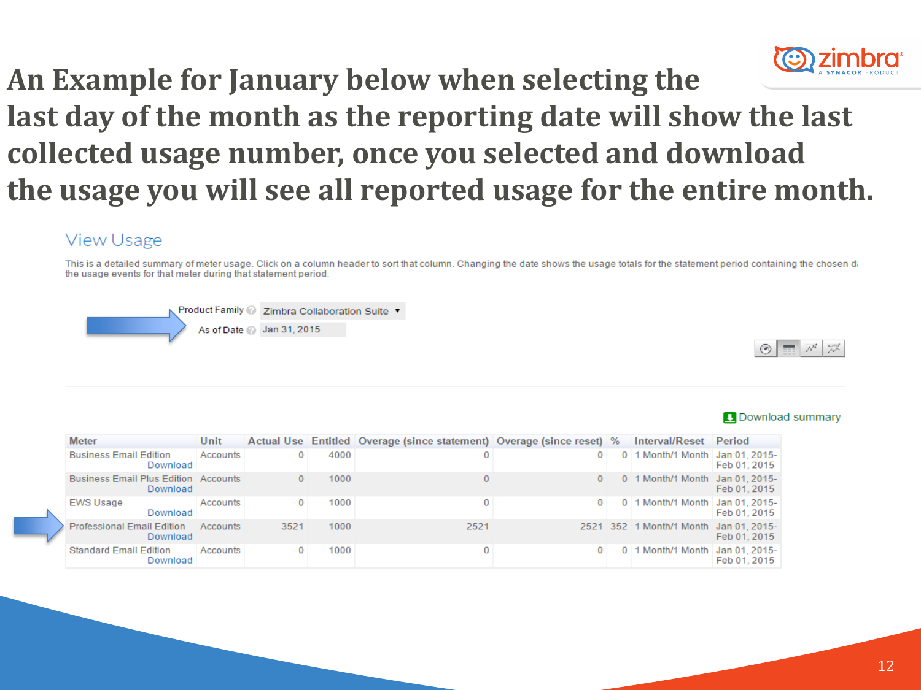# An Example for January below when selecting the last day of the month as the reporting date will show the last collected usage number, once you selected and download the usage you will see all reported usage for the entire month.

## View Usage

This is a detailed summary of meter usage. Click on a column header to sort that column. Changing the date shows the usage totals for the statement period containing the chosen d the usage events for that meter during that statement period.

Product Family: Zimbra Collaboration Suite

As of Date: Jan 31, 2015

Download summary

| Meter | Unit | Actual Use | Entitled | Overage (since statement) | Overage (since reset) | % | Interval/Reset | Period |
|---|---|---|---|---|---|---|---|---|
| Business Email Edition Download | Accounts | 0 | 4000 | 0 | 0 | 0 | 1 Month/1 Month | Jan 01, 2015-Feb 01, 2015 |
| Business Email Plus Edition Download | Accounts | 0 | 1000 | 0 | 0 | 0 | 1 Month/1 Month | Jan 01, 2015-Feb 01, 2015 |
| EWS Usage Download | Accounts | 0 | 1000 | 0 | 0 | 0 | 1 Month/1 Month | Jan 01, 2015-Feb 01, 2015 |
| Professional Email Edition Download | Accounts | 3521 | 1000 | 2521 | 2521 | 352 | 1 Month/1 Month | Jan 01, 2015-Feb 01, 2015 |
| Standard Email Edition Download | Accounts | 0 | 1000 | 0 | 0 | 0 | 1 Month/1 Month | Jan 01, 2015-Feb 01, 2015 |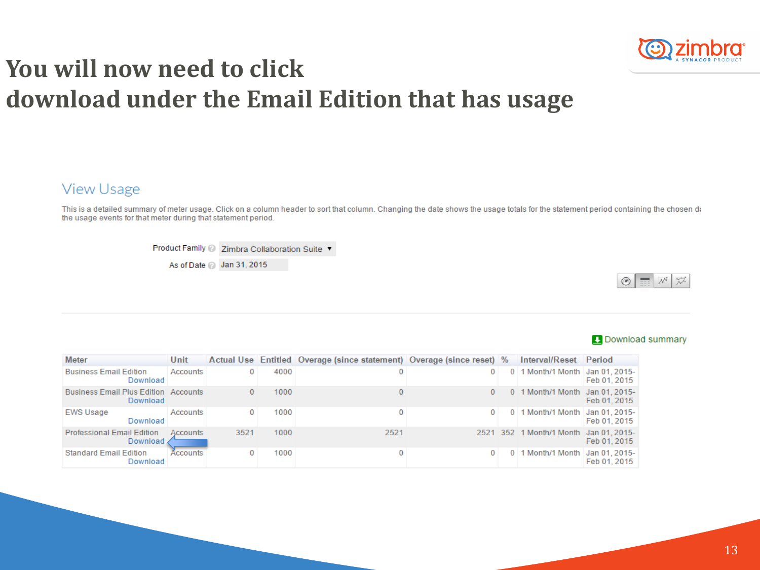# You will now need to click download under the Email Edition that has usage

## View Usage

This is a detailed summary of meter usage. Click on a column header to sort that column. Changing the date shows the usage totals for the statement period containing the chosen da the usage events for that meter during that statement period.

Product Family: Zimbra Collaboration Suite

As of Date: Jan 31, 2015

Download summary

| Meter | Unit | Actual Use | Entitled | Overage (since statement) | Overage (since reset) | % | Interval/Reset | Period |
|---|---|---|---|---|---|---|---|---|
| Business Email Edition Download | Accounts | 0 | 4000 | 0 | 0 | 0 | 1 Month/1 Month | Jan 01, 2015-Feb 01, 2015 |
| Business Email Plus Edition Download | Accounts | 0 | 1000 | 0 | 0 | 0 | 1 Month/1 Month | Jan 01, 2015-Feb 01, 2015 |
| EWS Usage Download | Accounts | 0 | 1000 | 0 | 0 | 0 | 1 Month/1 Month | Jan 01, 2015-Feb 01, 2015 |
| Professional Email Edition Download | Accounts | 3521 | 1000 | 2521 | 2521 | 352 | 1 Month/1 Month | Jan 01, 2015-Feb 01, 2015 |
| Standard Email Edition Download | Accounts | 0 | 1000 | 0 | 0 | 0 | 1 Month/1 Month | Jan 01, 2015-Feb 01, 2015 |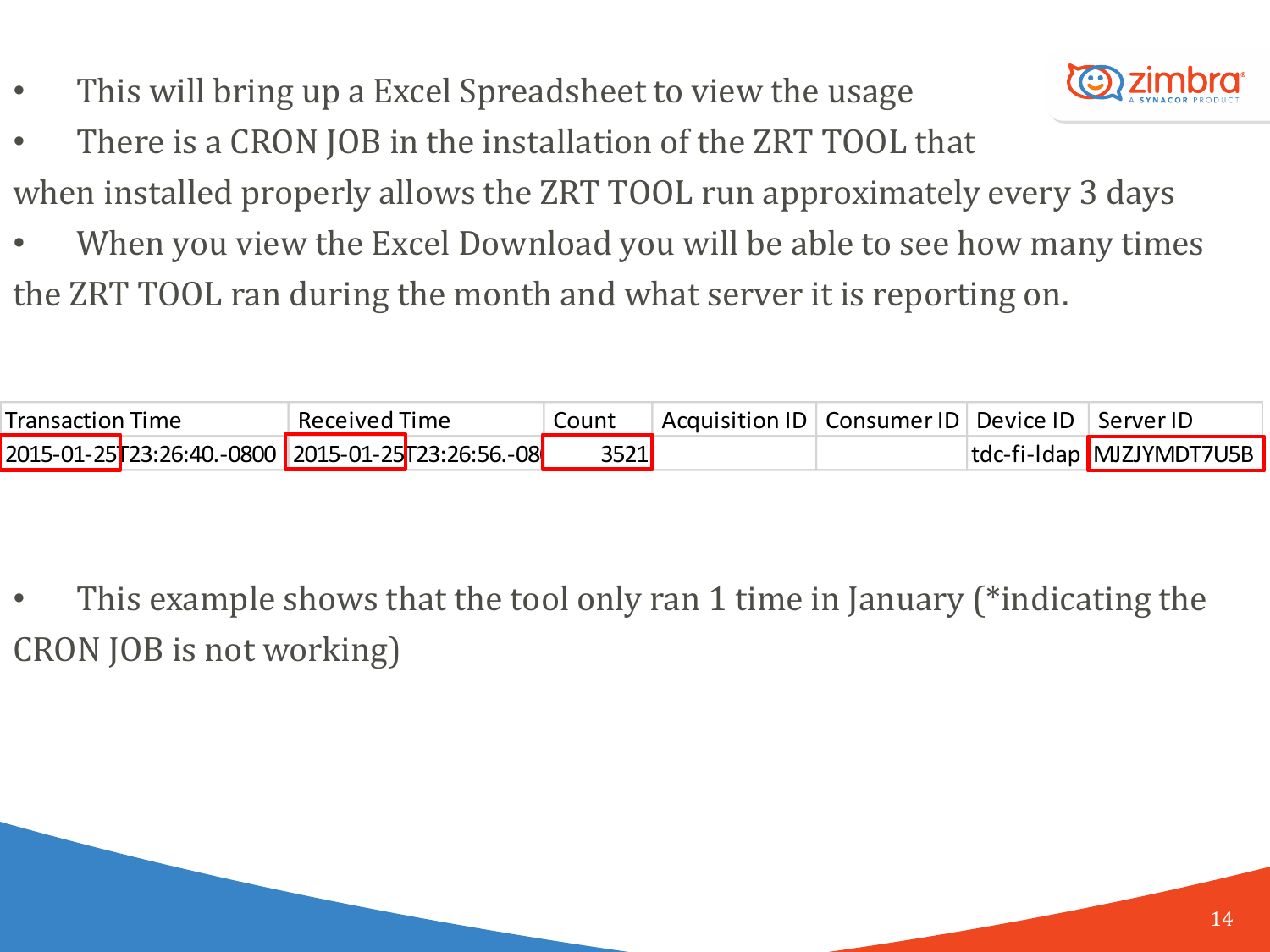- This will bring up a Excel Spreadsheet to view the usage
- There is a CRON JOB in the installation of the ZRT TOOL that when installed properly allows the ZRT TOOL run approximately every 3 days
- When you view the Excel Download you will be able to see how many times the ZRT TOOL ran during the month and what server it is reporting on.

| Transaction Time | Received Time | Count | Acquisition ID | Consumer ID | Device ID | Server ID |
| --- | --- | --- | --- | --- | --- | --- |
| 2015-01-25T23:26:40.-0800 | 2015-01-25T23:26:56.-08 | 3521 | | | tdc-fi-ldap | MJZJYMDT7U5B |

- This example shows that the tool only ran 1 time in January (*indicating the CRON JOB is not working)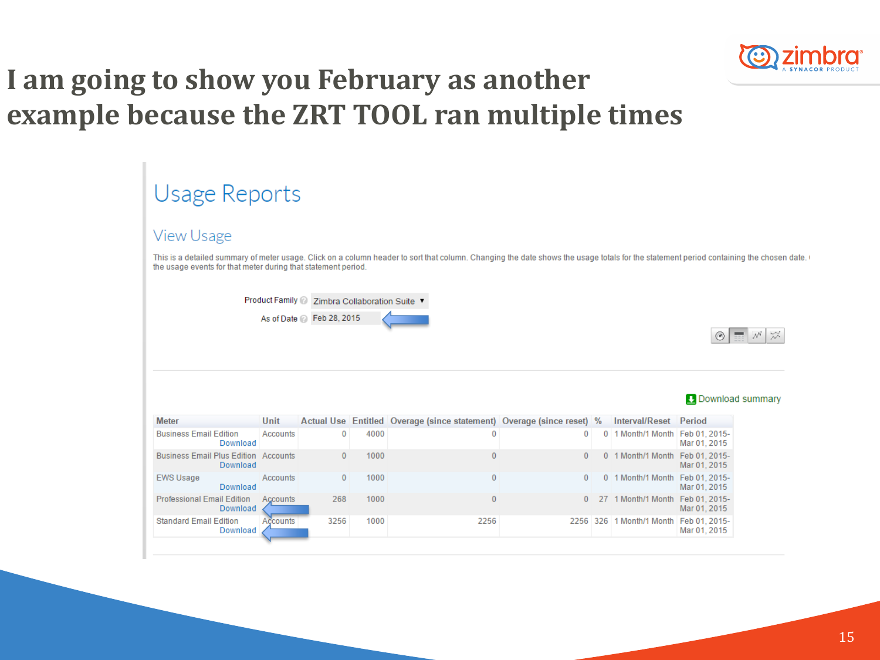# I am going to show you February as another example because the ZRT TOOL ran multiple times

## Usage Reports

### View Usage

This is a detailed summary of meter usage. Click on a column header to sort that column. Changing the date shows the usage totals for the statement period containing the chosen date. ( the usage events for that meter during that statement period.

Product Family: Zimbra Collaboration Suite

As of Date: Feb 28, 2015

Download summary

| Meter | Unit | Actual Use | Entitled | Overage (since statement) | Overage (since reset) | % | Interval/Reset | Period |
|---|---|---|---|---|---|---|---|---|
| Business Email Edition Download | Accounts | 0 | 4000 | 0 | 0 | 0 | 1 Month/1 Month | Feb 01, 2015-Mar 01, 2015 |
| Business Email Plus Edition Download | Accounts | 0 | 1000 | 0 | 0 | 0 | 1 Month/1 Month | Feb 01, 2015-Mar 01, 2015 |
| EWS Usage Download | Accounts | 0 | 1000 | 0 | 0 | 0 | 1 Month/1 Month | Feb 01, 2015-Mar 01, 2015 |
| Professional Email Edition Download | Accounts | 268 | 1000 | 0 | 0 | 27 | 1 Month/1 Month | Feb 01, 2015-Mar 01, 2015 |
| Standard Email Edition Download | Accounts | 3256 | 1000 | 2256 | 2256 | 326 | 1 Month/1 Month | Feb 01, 2015-Mar 01, 2015 |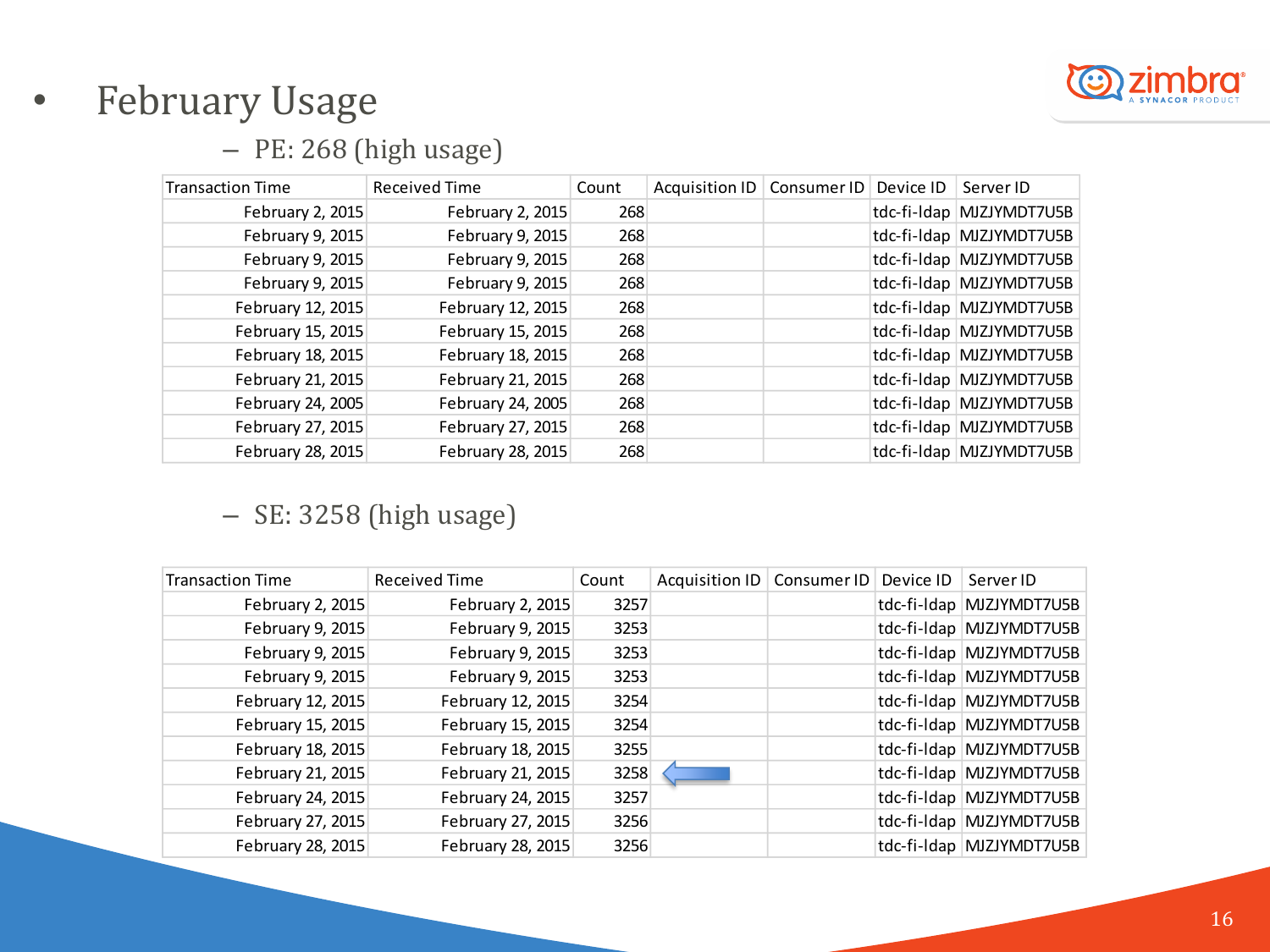- February Usage
  - PE: 268 (high usage)

| Transaction Time | Received Time | Count | Acquisition ID | Consumer ID | Device ID | Server ID |
|---|---|---|---|---|---|---|
| February 2, 2015 | February 2, 2015 | 268 | | | tdc-fi-ldap | MJZJYMDT7U5B |
| February 9, 2015 | February 9, 2015 | 268 | | | tdc-fi-ldap | MJZJYMDT7U5B |
| February 9, 2015 | February 9, 2015 | 268 | | | tdc-fi-ldap | MJZJYMDT7U5B |
| February 9, 2015 | February 9, 2015 | 268 | | | tdc-fi-ldap | MJZJYMDT7U5B |
| February 12, 2015 | February 12, 2015 | 268 | | | tdc-fi-ldap | MJZJYMDT7U5B |
| February 15, 2015 | February 15, 2015 | 268 | | | tdc-fi-ldap | MJZJYMDT7U5B |
| February 18, 2015 | February 18, 2015 | 268 | | | tdc-fi-ldap | MJZJYMDT7U5B |
| February 21, 2015 | February 21, 2015 | 268 | | | tdc-fi-ldap | MJZJYMDT7U5B |
| February 24, 2005 | February 24, 2005 | 268 | | | tdc-fi-ldap | MJZJYMDT7U5B |
| February 27, 2015 | February 27, 2015 | 268 | | | tdc-fi-ldap | MJZJYMDT7U5B |
| February 28, 2015 | February 28, 2015 | 268 | | | tdc-fi-ldap | MJZJYMDT7U5B |

  - SE: 3258 (high usage)

| Transaction Time | Received Time | Count | Acquisition ID | Consumer ID | Device ID | Server ID |
|---|---|---|---|---|---|---|
| February 2, 2015 | February 2, 2015 | 3257 | | | tdc-fi-ldap | MJZJYMDT7U5B |
| February 9, 2015 | February 9, 2015 | 3253 | | | tdc-fi-ldap | MJZJYMDT7U5B |
| February 9, 2015 | February 9, 2015 | 3253 | | | tdc-fi-ldap | MJZJYMDT7U5B |
| February 9, 2015 | February 9, 2015 | 3253 | | | tdc-fi-ldap | MJZJYMDT7U5B |
| February 12, 2015 | February 12, 2015 | 3254 | | | tdc-fi-ldap | MJZJYMDT7U5B |
| February 15, 2015 | February 15, 2015 | 3254 | | | tdc-fi-ldap | MJZJYMDT7U5B |
| February 18, 2015 | February 18, 2015 | 3255 | | | tdc-fi-ldap | MJZJYMDT7U5B |
| February 21, 2015 | February 21, 2015 | 3258 | | | tdc-fi-ldap | MJZJYMDT7U5B |
| February 24, 2015 | February 24, 2015 | 3257 | | | tdc-fi-ldap | MJZJYMDT7U5B |
| February 27, 2015 | February 27, 2015 | 3256 | | | tdc-fi-ldap | MJZJYMDT7U5B |
| February 28, 2015 | February 28, 2015 | 3256 | | | tdc-fi-ldap | MJZJYMDT7U5B |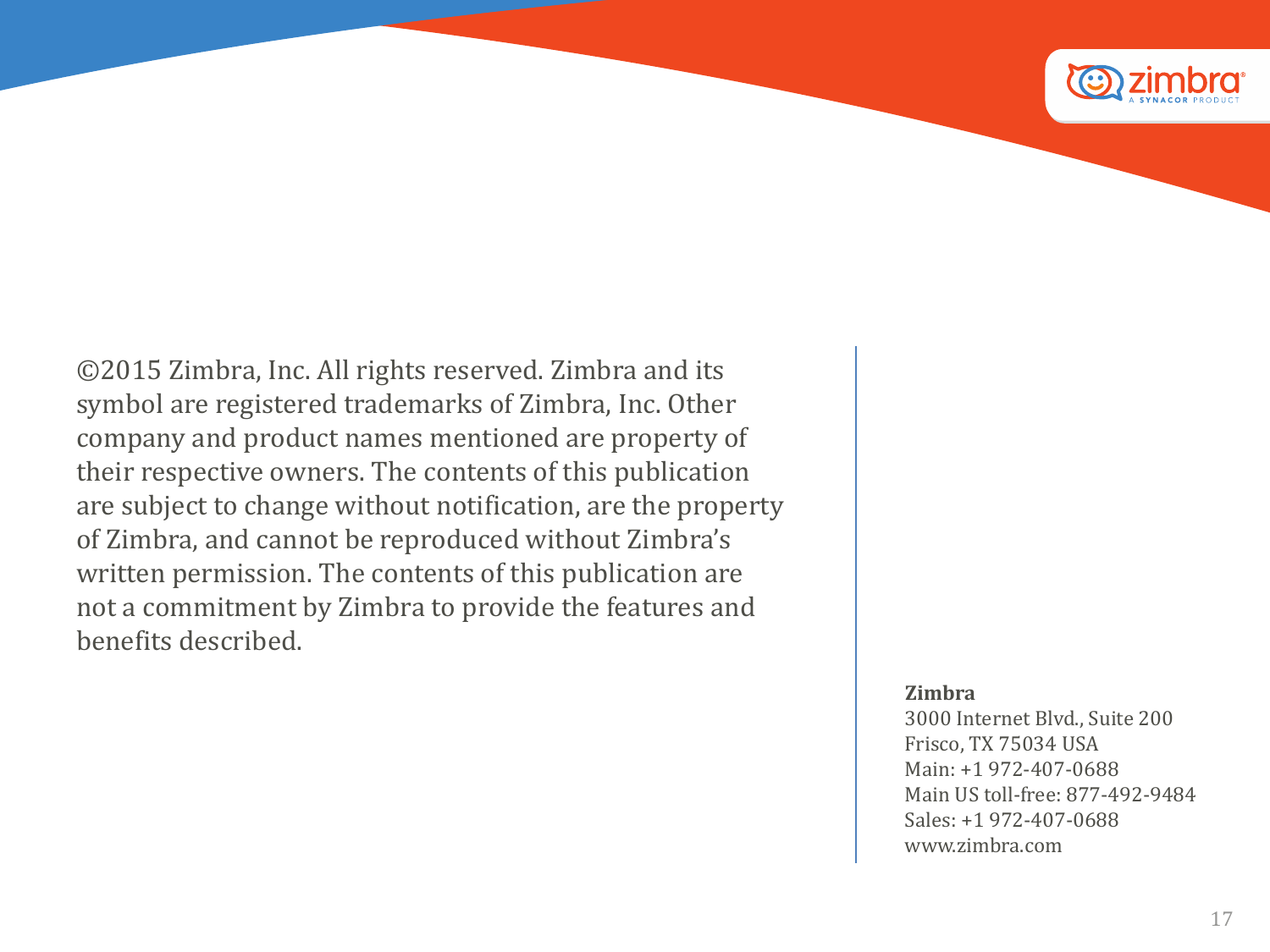©2015 Zimbra, Inc. All rights reserved. Zimbra and its symbol are registered trademarks of Zimbra, Inc. Other company and product names mentioned are property of their respective owners. The contents of this publication are subject to change without notification, are the property of Zimbra, and cannot be reproduced without Zimbra's written permission. The contents of this publication are not a commitment by Zimbra to provide the features and benefits described.

**Zimbra**
3000 Internet Blvd., Suite 200
Frisco, TX 75034 USA
Main: +1 972-407-0688
Main US toll-free: 877-492-9484
Sales: +1 972-407-0688
www.zimbra.com